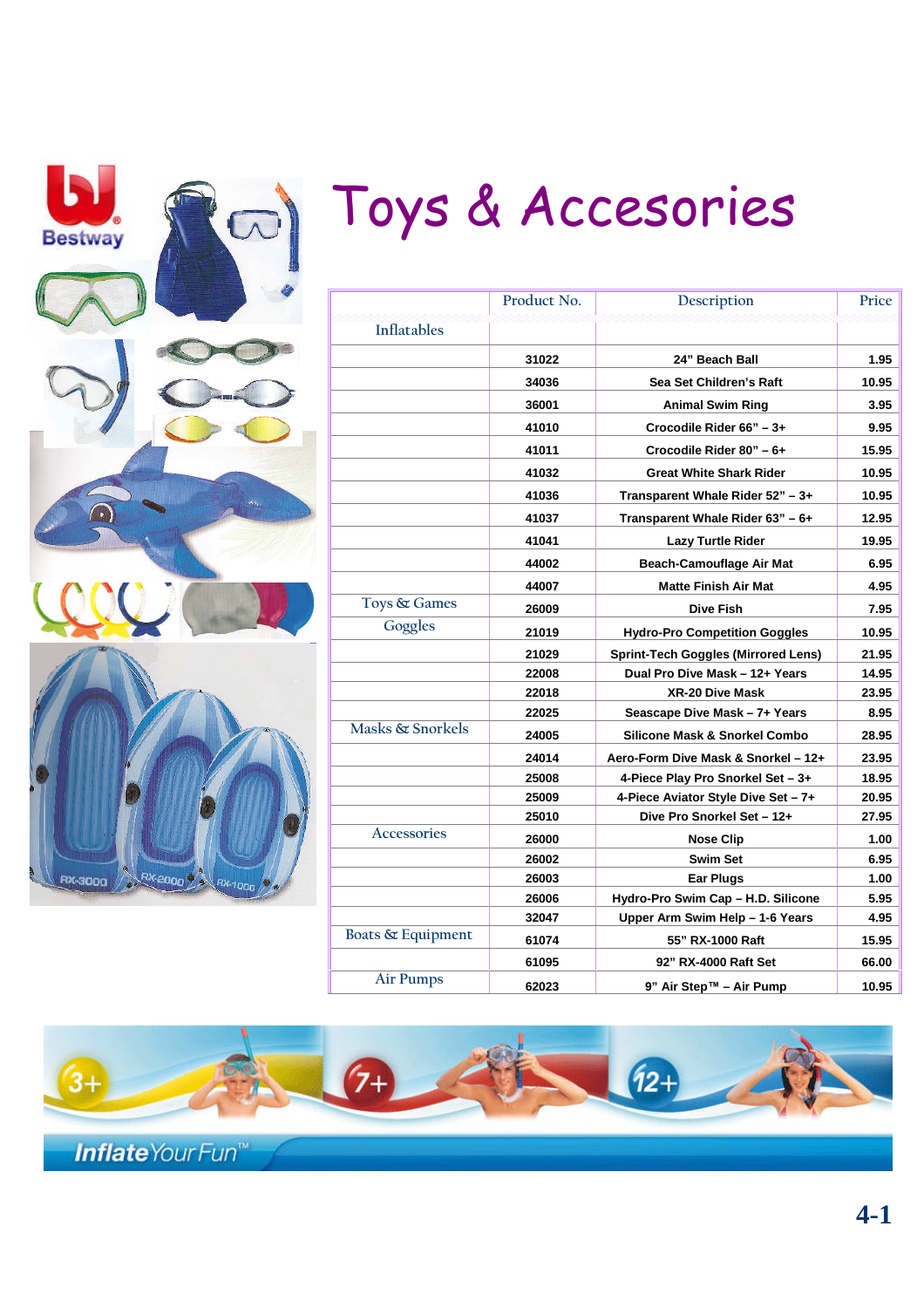# Toys & Accesories

| | Product No. | Description | Price |
|---|---|---|---|
| Inflatables | | | |
| | 31022 | 24" Beach Ball | 1.95 |
| | 34036 | Sea Set Children's Raft | 10.95 |
| | 36001 | Animal Swim Ring | 3.95 |
| | 41010 | Crocodile Rider 66" – 3+ | 9.95 |
| | 41011 | Crocodile Rider 80" – 6+ | 15.95 |
| | 41032 | Great White Shark Rider | 10.95 |
| | 41036 | Transparent Whale Rider 52" – 3+ | 10.95 |
| | 41037 | Transparent Whale Rider 63" – 6+ | 12.95 |
| | 41041 | Lazy Turtle Rider | 19.95 |
| | 44002 | Beach-Camouflage Air Mat | 6.95 |
| | 44007 | Matte Finish Air Mat | 4.95 |
| Toys & Games | 26009 | Dive Fish | 7.95 |
| Goggles | 21019 | Hydro-Pro Competition Goggles | 10.95 |
| | 21029 | Sprint-Tech Goggles (Mirrored Lens) | 21.95 |
| | 22008 | Dual Pro Dive Mask – 12+ Years | 14.95 |
| | 22018 | XR-20 Dive Mask | 23.95 |
| | 22025 | Seascape Dive Mask – 7+ Years | 8.95 |
| Masks & Snorkels | 24005 | Silicone Mask & Snorkel Combo | 28.95 |
| | 24014 | Aero-Form Dive Mask & Snorkel – 12+ | 23.95 |
| | 25008 | 4-Piece Play Pro Snorkel Set – 3+ | 18.95 |
| | 25009 | 4-Piece Aviator Style Dive Set – 7+ | 20.95 |
| | 25010 | Dive Pro Snorkel Set – 12+ | 27.95 |
| Accessories | 26000 | Nose Clip | 1.00 |
| | 26002 | Swim Set | 6.95 |
| | 26003 | Ear Plugs | 1.00 |
| | 26006 | Hydro-Pro Swim Cap – H.D. Silicone | 5.95 |
| | 32047 | Upper Arm Swim Help – 1-6 Years | 4.95 |
| Boats & Equipment | 61074 | 55" RX-1000 Raft | 15.95 |
| | 61095 | 92" RX-4000 Raft Set | 66.00 |
| Air Pumps | 62023 | 9" Air Step™ – Air Pump | 10.95 |

InflateYourFun™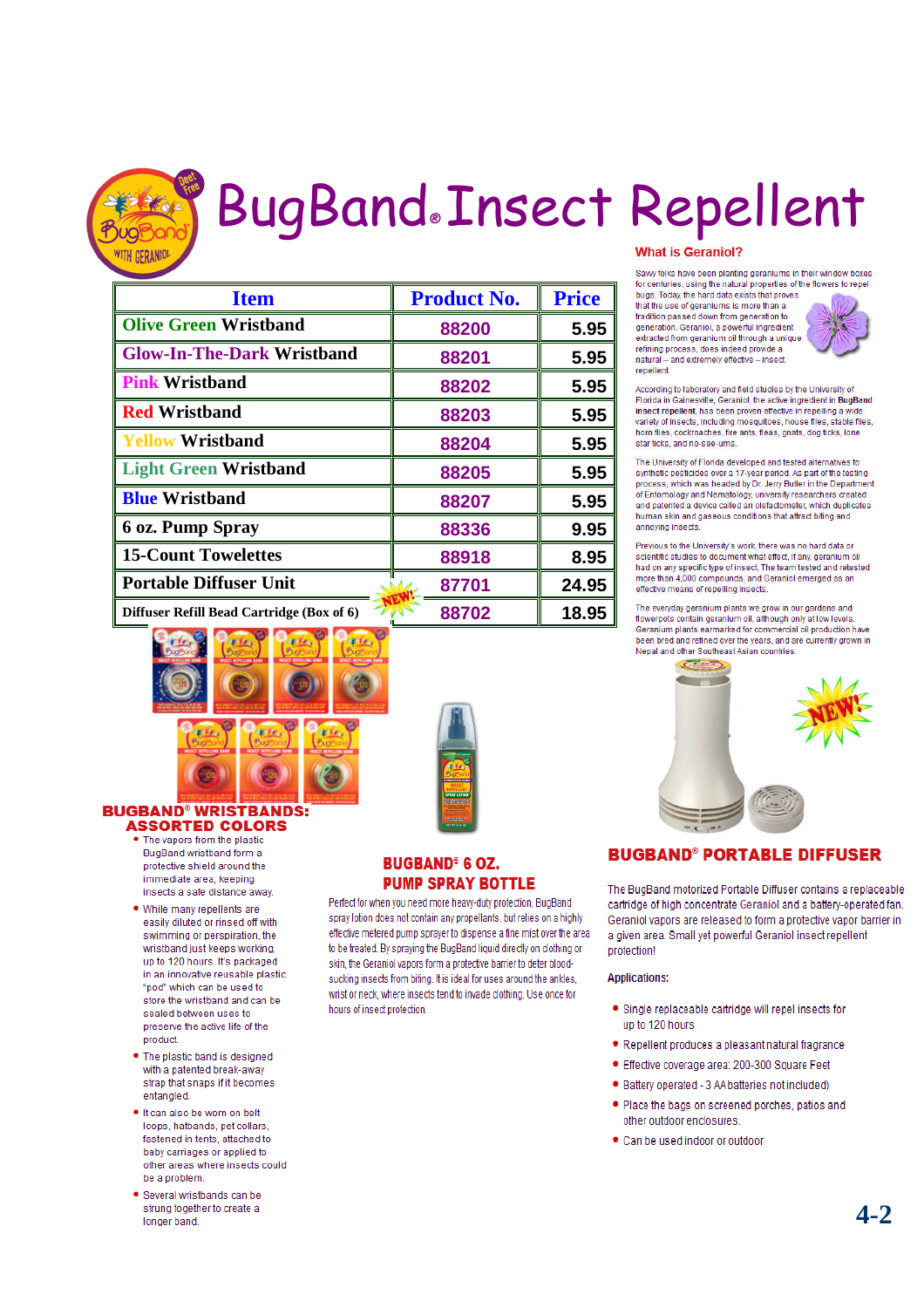# BugBand® Insect Repellent

| Item | Product No. | Price |
|---|---|---|
| Olive Green Wristband | 88200 | 5.95 |
| Glow-In-The-Dark Wristband | 88201 | 5.95 |
| Pink Wristband | 88202 | 5.95 |
| Red Wristband | 88203 | 5.95 |
| Yellow Wristband | 88204 | 5.95 |
| Light Green Wristband | 88205 | 5.95 |
| Blue Wristband | 88207 | 5.95 |
| 6 oz. Pump Spray | 88336 | 9.95 |
| 15-Count Towelettes | 88918 | 8.95 |
| Portable Diffuser Unit | 87701 | 24.95 |
| Diffuser Refill Bead Cartridge (Box of 6) | 88702 | 18.95 |

NEW!

## What is Geraniol?

Savvy folks have been planting geraniums in their window boxes for centuries, using the natural properties of the flowers to repel bugs. Today, the hard data exists that proves that the use of geraniums is more than a tradition passed down from generation to generation. Geraniol, a powerful ingredient extracted from geranium oil through a unique refining process, does indeed provide a natural – and extremely effective – insect repellent.

According to laboratory and field studies by the University of Florida in Gainesville, Geraniol, the active ingredient in **BugBand insect repellent**, has been proven effective in repelling a wide variety of insects, including mosquitoes, house flies, stable flies, horn flies, cockroaches, fire ants, fleas, gnats, dog ticks, lone star ticks, and no-see-ums.

The University of Florida developed and tested alternatives to synthetic pesticides over a 17-year period. As part of the testing process, which was headed by Dr. Jerry Butler in the Department of Entomology and Nematology, university researchers created and patented a device called an olefactometer, which duplicates human skin and gaseous conditions that attract biting and annoying insects.

Previous to the University's work, there was no hard data or scientific studies to document what effect, if any, geranium oil had on any specific type of insect. The team tested and retested more than 4,000 compounds, and Geraniol emerged as an effective means of repelling insects.

The everyday geranium plants we grow in our gardens and flowerpots contain geranium oil, although only at low levels. Geranium plants earmarked for commercial oil production have been bred and refined over the years, and are currently grown in Nepal and other Southeast Asian countries.

## BUGBAND® WRISTBANDS: ASSORTED COLORS

- The vapors from the plastic BugBand wristband form a protective shield around the immediate area, keeping insects a safe distance away.
- While many repellents are easily diluted or rinsed off with swimming or perspiration, the wristband just keeps working, up to 120 hours. It's packaged in an innovative reusable plastic "pod" which can be used to store the wristband and can be sealed between uses to preserve the active life of the product.
- The plastic band is designed with a patented break-away strap that snaps if it becomes entangled.
- It can also be worn on belt loops, hatbands, pet collars, fastened in tents, attached to baby carriages or applied to other areas where insects could be a problem.
- Several wristbands can be strung together to create a longer band.

## BUGBAND® 6 OZ. PUMP SPRAY BOTTLE

Perfect for when you need more heavy-duty protection, BugBand spray lotion does not contain any propellants, but relies on a highly effective metered pump sprayer to dispense a fine mist over the area to be treated. By spraying the BugBand liquid directly on clothing or skin, the Geraniol vapors form a protective barrier to deter blood-sucking insects from biting. It is ideal for uses around the ankles, wrist or neck, where insects tend to invade clothing. Use once for hours of insect protection.

NEW!

## BUGBAND® PORTABLE DIFFUSER

The BugBand motorized Portable Diffuser contains a replaceable cartridge of high concentrate Geraniol and a battery-operated fan. Geraniol vapors are released to form a protective vapor barrier in a given area. Small yet powerful Geraniol insect repellent protection!

**Applications:**

- Single replaceable cartridge will repel insects for up to 120 hours
- Repellent produces a pleasant natural fragrance
- Effective coverage area: 200-300 Square Feet
- Battery operated - 3 AA batteries not included)
- Place the bags on screened porches, patios and other outdoor enclosures.
- Can be used indoor or outdoor